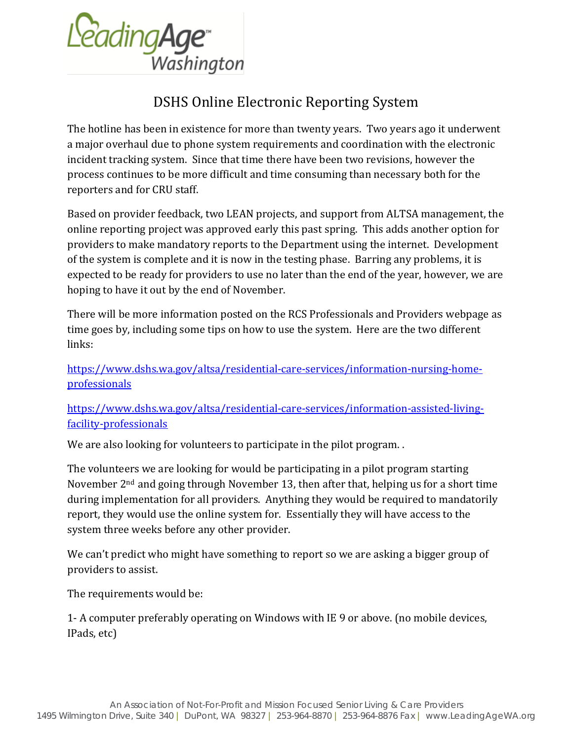# DSHS Online Electronic Reporting System

The hotline has been in existence for more than twenty years. Two years ago it underwent a major overhaul due to phone system requirements and coordination with the electronic incident tracking system. Since that time there have been two revisions, however the process continues to be more difficult and time consuming than necessary both for the reporters and for CRU staff.

Based on provider feedback, two LEAN projects, and support from ALTSA management, the online reporting project was approved early this past spring. This adds another option for providers to make mandatory reports to the Department using the internet. Development of the system is complete and it is now in the testing phase. Barring any problems, it is expected to be ready for providers to use no later than the end of the year, however, we are hoping to have it out by the end of November.

There will be more information posted on the RCS Professionals and Providers webpage as time goes by, including some tips on how to use the system. Here are the two different links:

https://www.dshs.wa.gov/altsa/residential-care-services/information-nursing-home-professionals

https://www.dshs.wa.gov/altsa/residential-care-services/information-assisted-living-facility-professionals

We are also looking for volunteers to participate in the pilot program. .

The volunteers we are looking for would be participating in a pilot program starting November 2nd and going through November 13, then after that, helping us for a short time during implementation for all providers. Anything they would be required to mandatorily report, they would use the online system for. Essentially they will have access to the system three weeks before any other provider.

We can't predict who might have something to report so we are asking a bigger group of providers to assist.

The requirements would be:

1- A computer preferably operating on Windows with IE 9 or above. (no mobile devices, IPads, etc)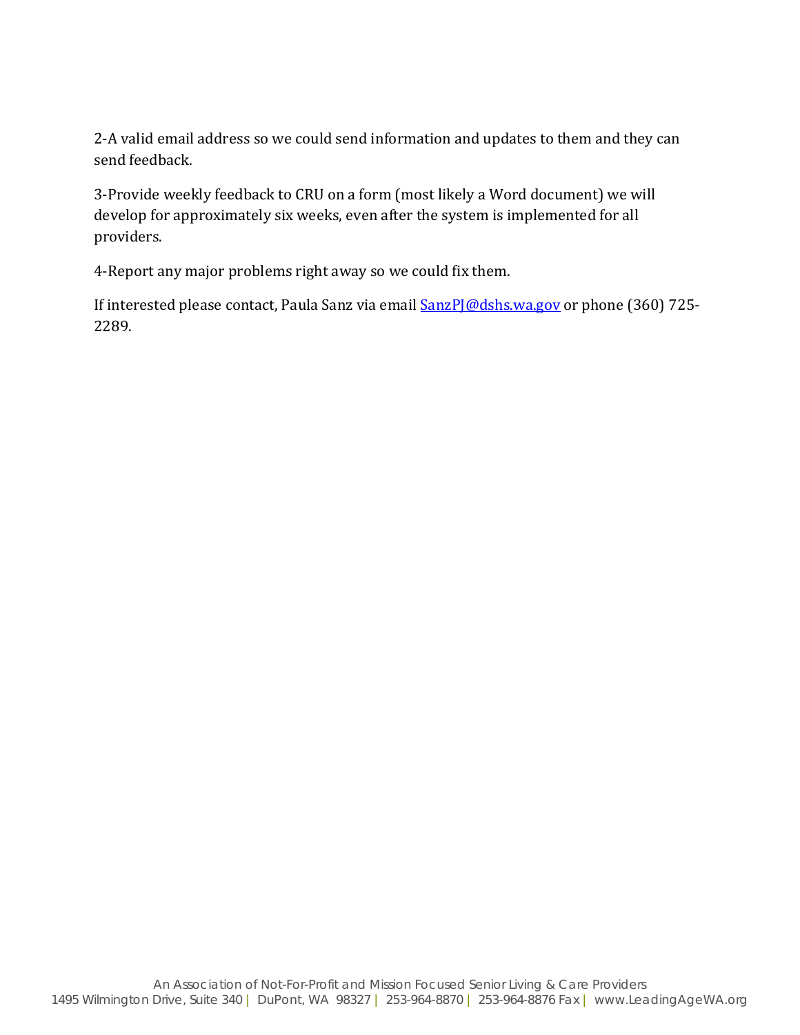2-A valid email address so we could send information and updates to them and they can send feedback.

3-Provide weekly feedback to CRU on a form (most likely a Word document) we will develop for approximately six weeks, even after the system is implemented for all providers.

4-Report any major problems right away so we could fix them.

If interested please contact, Paula Sanz via email [SanzPJ@dshs.wa.gov](mailto:SanzPJ@dshs.wa.gov) or phone (360) 725-2289.